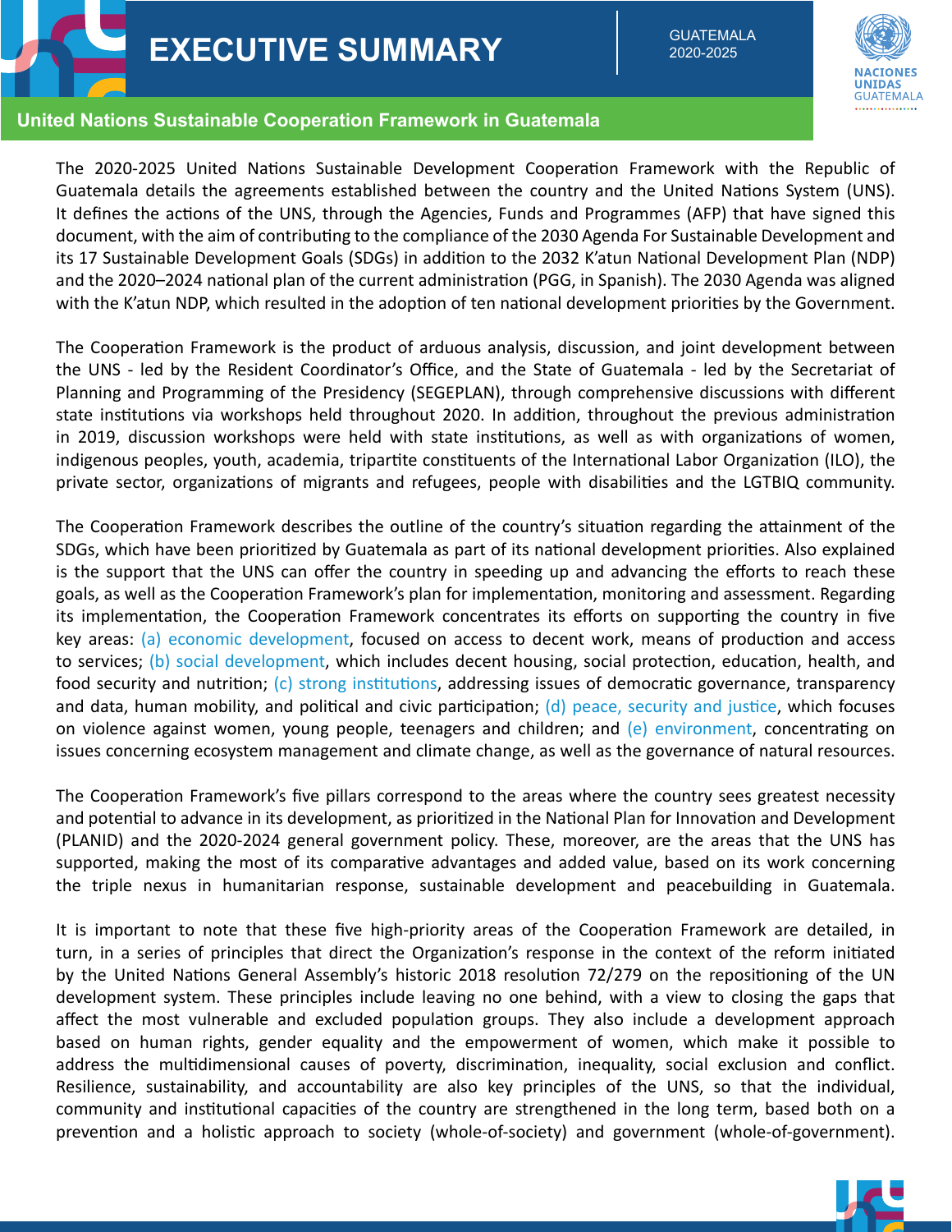# EXECUTIVE SUMMARY

GUATEMALA
2020-2025

NACIONES UNIDAS GUATEMALA

## United Nations Sustainable Cooperation Framework in Guatemala

The 2020-2025 United Nations Sustainable Development Cooperation Framework with the Republic of Guatemala details the agreements established between the country and the United Nations System (UNS). It defines the actions of the UNS, through the Agencies, Funds and Programmes (AFP) that have signed this document, with the aim of contributing to the compliance of the 2030 Agenda For Sustainable Development and its 17 Sustainable Development Goals (SDGs) in addition to the 2032 K'atun National Development Plan (NDP) and the 2020–2024 national plan of the current administration (PGG, in Spanish). The 2030 Agenda was aligned with the K'atun NDP, which resulted in the adoption of ten national development priorities by the Government.

The Cooperation Framework is the product of arduous analysis, discussion, and joint development between the UNS - led by the Resident Coordinator's Office, and the State of Guatemala - led by the Secretariat of Planning and Programming of the Presidency (SEGEPLAN), through comprehensive discussions with different state institutions via workshops held throughout 2020. In addition, throughout the previous administration in 2019, discussion workshops were held with state institutions, as well as with organizations of women, indigenous peoples, youth, academia, tripartite constituents of the International Labor Organization (ILO), the private sector, organizations of migrants and refugees, people with disabilities and the LGTBIQ community.

The Cooperation Framework describes the outline of the country's situation regarding the attainment of the SDGs, which have been prioritized by Guatemala as part of its national development priorities. Also explained is the support that the UNS can offer the country in speeding up and advancing the efforts to reach these goals, as well as the Cooperation Framework's plan for implementation, monitoring and assessment. Regarding its implementation, the Cooperation Framework concentrates its efforts on supporting the country in five key areas: (a) economic development, focused on access to decent work, means of production and access to services; (b) social development, which includes decent housing, social protection, education, health, and food security and nutrition; (c) strong institutions, addressing issues of democratic governance, transparency and data, human mobility, and political and civic participation; (d) peace, security and justice, which focuses on violence against women, young people, teenagers and children; and (e) environment, concentrating on issues concerning ecosystem management and climate change, as well as the governance of natural resources.

The Cooperation Framework's five pillars correspond to the areas where the country sees greatest necessity and potential to advance in its development, as prioritized in the National Plan for Innovation and Development (PLANID) and the 2020-2024 general government policy. These, moreover, are the areas that the UNS has supported, making the most of its comparative advantages and added value, based on its work concerning the triple nexus in humanitarian response, sustainable development and peacebuilding in Guatemala.

It is important to note that these five high-priority areas of the Cooperation Framework are detailed, in turn, in a series of principles that direct the Organization's response in the context of the reform initiated by the United Nations General Assembly's historic 2018 resolution 72/279 on the repositioning of the UN development system. These principles include leaving no one behind, with a view to closing the gaps that affect the most vulnerable and excluded population groups. They also include a development approach based on human rights, gender equality and the empowerment of women, which make it possible to address the multidimensional causes of poverty, discrimination, inequality, social exclusion and conflict. Resilience, sustainability, and accountability are also key principles of the UNS, so that the individual, community and institutional capacities of the country are strengthened in the long term, based both on a prevention and a holistic approach to society (whole-of-society) and government (whole-of-government).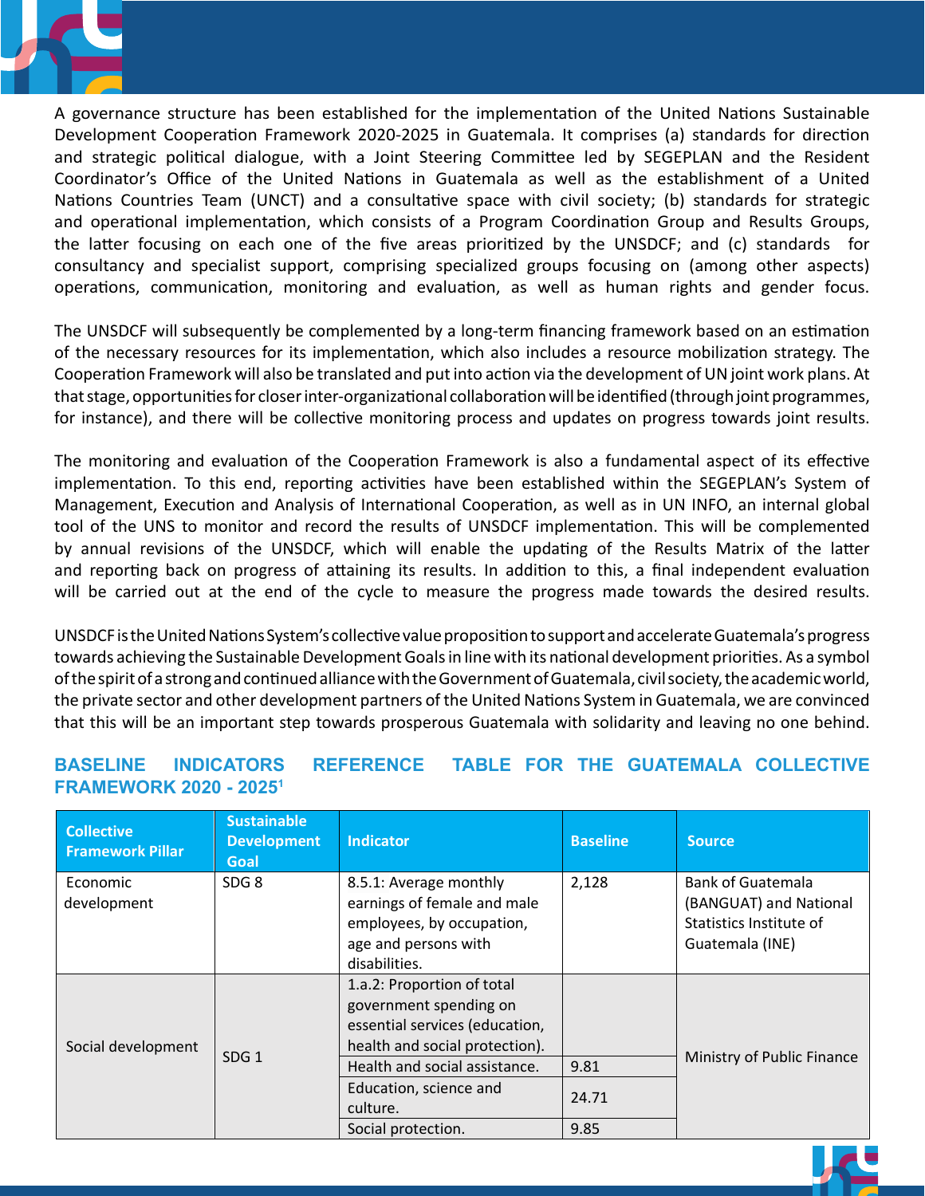A governance structure has been established for the implementation of the United Nations Sustainable Development Cooperation Framework 2020-2025 in Guatemala. It comprises (a) standards for direction and strategic political dialogue, with a Joint Steering Committee led by SEGEPLAN and the Resident Coordinator's Office of the United Nations in Guatemala as well as the establishment of a United Nations Countries Team (UNCT) and a consultative space with civil society; (b) standards for strategic and operational implementation, which consists of a Program Coordination Group and Results Groups, the latter focusing on each one of the five areas prioritized by the UNSDCF; and (c) standards for consultancy and specialist support, comprising specialized groups focusing on (among other aspects) operations, communication, monitoring and evaluation, as well as human rights and gender focus.

The UNSDCF will subsequently be complemented by a long-term financing framework based on an estimation of the necessary resources for its implementation, which also includes a resource mobilization strategy. The Cooperation Framework will also be translated and put into action via the development of UN joint work plans. At that stage, opportunities for closer inter-organizational collaboration will be identified (through joint programmes, for instance), and there will be collective monitoring process and updates on progress towards joint results.

The monitoring and evaluation of the Cooperation Framework is also a fundamental aspect of its effective implementation. To this end, reporting activities have been established within the SEGEPLAN's System of Management, Execution and Analysis of International Cooperation, as well as in UN INFO, an internal global tool of the UNS to monitor and record the results of UNSDCF implementation. This will be complemented by annual revisions of the UNSDCF, which will enable the updating of the Results Matrix of the latter and reporting back on progress of attaining its results. In addition to this, a final independent evaluation will be carried out at the end of the cycle to measure the progress made towards the desired results.

UNSDCF is the United Nations System's collective value proposition to support and accelerate Guatemala's progress towards achieving the Sustainable Development Goals in line with its national development priorities. As a symbol of the spirit of a strong and continued alliance with the Government of Guatemala, civil society, the academic world, the private sector and other development partners of the United Nations System in Guatemala, we are convinced that this will be an important step towards prosperous Guatemala with solidarity and leaving no one behind.

## BASELINE INDICATORS REFERENCE TABLE FOR THE GUATEMALA COLLECTIVE FRAMEWORK 2020 - 2025[1]

| Collective Framework Pillar | Sustainable Development Goal | Indicator | Baseline | Source |
|---|---|---|---|---|
| Economic development | SDG 8 | 8.5.1: Average monthly earnings of female and male employees, by occupation, age and persons with disabilities. | 2,128 | Bank of Guatemala (BANGUAT) and National Statistics Institute of Guatemala (INE) |
| Social development | SDG 1 | 1.a.2: Proportion of total government spending on essential services (education, health and social protection). | | Ministry of Public Finance |
| | | Health and social assistance. | 9.81 | |
| | | Education, science and culture. | 24.71 | |
| | | Social protection. | 9.85 | |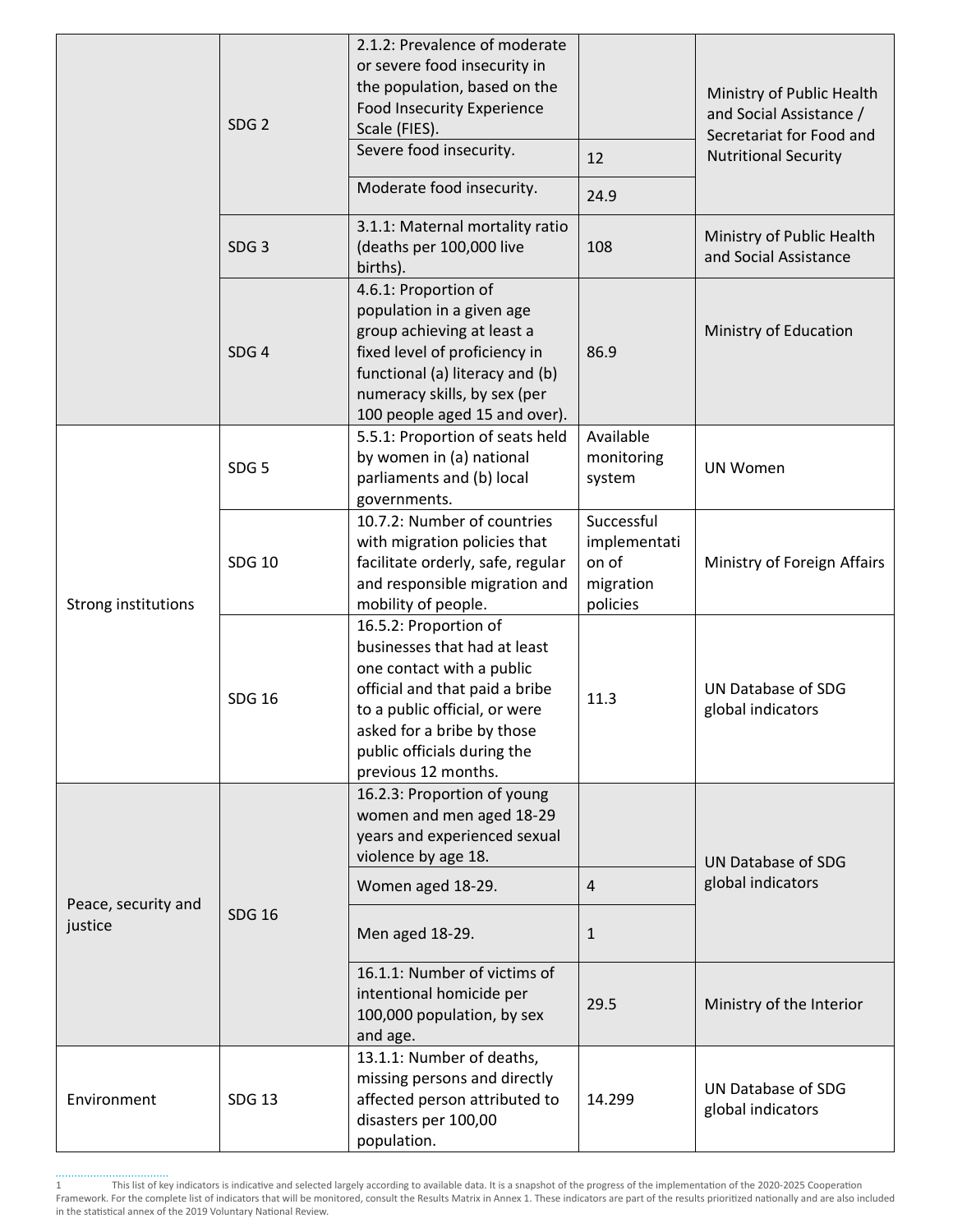| | | | | |
|---|---|---|---|---|
| | SDG 2 | 2.1.2: Prevalence of moderate or severe food insecurity in the population, based on the Food Insecurity Experience Scale (FIES). | | Ministry of Public Health and Social Assistance / Secretariat for Food and Nutritional Security |
| | | Severe food insecurity. | 12 | |
| | | Moderate food insecurity. | 24.9 | |
| | SDG 3 | 3.1.1: Maternal mortality ratio (deaths per 100,000 live births). | 108 | Ministry of Public Health and Social Assistance |
| | SDG 4 | 4.6.1: Proportion of population in a given age group achieving at least a fixed level of proficiency in functional (a) literacy and (b) numeracy skills, by sex (per 100 people aged 15 and over). | 86.9 | Ministry of Education |
| Strong institutions | SDG 5 | 5.5.1: Proportion of seats held by women in (a) national parliaments and (b) local governments. | Available monitoring system | UN Women |
| | SDG 10 | 10.7.2: Number of countries with migration policies that facilitate orderly, safe, regular and responsible migration and mobility of people. | Successful implementation of migration policies | Ministry of Foreign Affairs |
| | SDG 16 | 16.5.2: Proportion of businesses that had at least one contact with a public official and that paid a bribe to a public official, or were asked for a bribe by those public officials during the previous 12 months. | 11.3 | UN Database of SDG global indicators |
| Peace, security and justice | SDG 16 | 16.2.3: Proportion of young women and men aged 18-29 years and experienced sexual violence by age 18. | | UN Database of SDG global indicators |
| | | Women aged 18-29. | 4 | |
| | | Men aged 18-29. | 1 | |
| | | 16.1.1: Number of victims of intentional homicide per 100,000 population, by sex and age. | 29.5 | Ministry of the Interior |
| Environment | SDG 13 | 13.1.1: Number of deaths, missing persons and directly affected person attributed to disasters per 100,00 population. | 14.299 | UN Database of SDG global indicators |

1 This list of key indicators is indicative and selected largely according to available data. It is a snapshot of the progress of the implementation of the 2020-2025 Cooperation Framework. For the complete list of indicators that will be monitored, consult the Results Matrix in Annex 1. These indicators are part of the results prioritized nationally and are also included in the statistical annex of the 2019 Voluntary National Review.